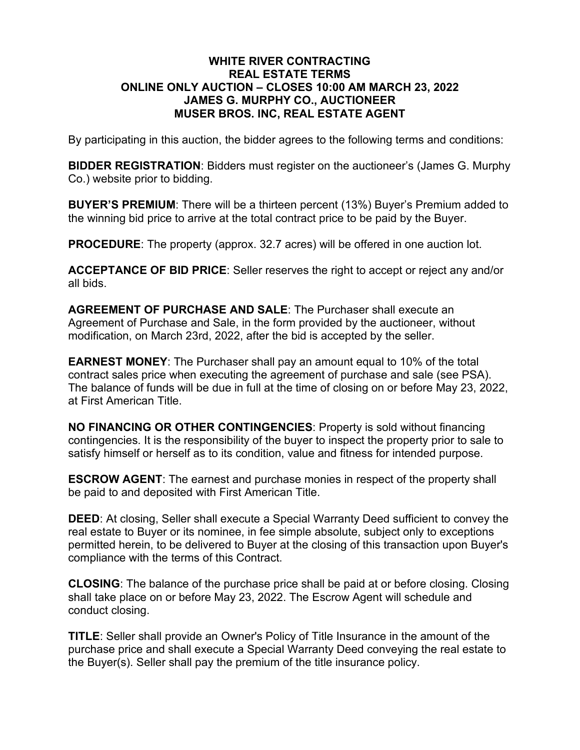# WHITE RIVER CONTRACTING
# REAL ESTATE TERMS
# ONLINE ONLY AUCTION – CLOSES 10:00 AM MARCH 23, 2022
# JAMES G. MURPHY CO., AUCTIONEER
# MUSER BROS. INC, REAL ESTATE AGENT

By participating in this auction, the bidder agrees to the following terms and conditions:

**BIDDER REGISTRATION**: Bidders must register on the auctioneer's (James G. Murphy Co.) website prior to bidding.

**BUYER'S PREMIUM**: There will be a thirteen percent (13%) Buyer's Premium added to the winning bid price to arrive at the total contract price to be paid by the Buyer.

**PROCEDURE**: The property (approx. 32.7 acres) will be offered in one auction lot.

**ACCEPTANCE OF BID PRICE**: Seller reserves the right to accept or reject any and/or all bids.

**AGREEMENT OF PURCHASE AND SALE**: The Purchaser shall execute an Agreement of Purchase and Sale, in the form provided by the auctioneer, without modification, on March 23rd, 2022, after the bid is accepted by the seller.

**EARNEST MONEY**: The Purchaser shall pay an amount equal to 10% of the total contract sales price when executing the agreement of purchase and sale (see PSA). The balance of funds will be due in full at the time of closing on or before May 23, 2022, at First American Title.

**NO FINANCING OR OTHER CONTINGENCIES**: Property is sold without financing contingencies. It is the responsibility of the buyer to inspect the property prior to sale to satisfy himself or herself as to its condition, value and fitness for intended purpose.

**ESCROW AGENT**: The earnest and purchase monies in respect of the property shall be paid to and deposited with First American Title.

**DEED**: At closing, Seller shall execute a Special Warranty Deed sufficient to convey the real estate to Buyer or its nominee, in fee simple absolute, subject only to exceptions permitted herein, to be delivered to Buyer at the closing of this transaction upon Buyer's compliance with the terms of this Contract.

**CLOSING**: The balance of the purchase price shall be paid at or before closing. Closing shall take place on or before May 23, 2022. The Escrow Agent will schedule and conduct closing.

**TITLE**: Seller shall provide an Owner's Policy of Title Insurance in the amount of the purchase price and shall execute a Special Warranty Deed conveying the real estate to the Buyer(s). Seller shall pay the premium of the title insurance policy.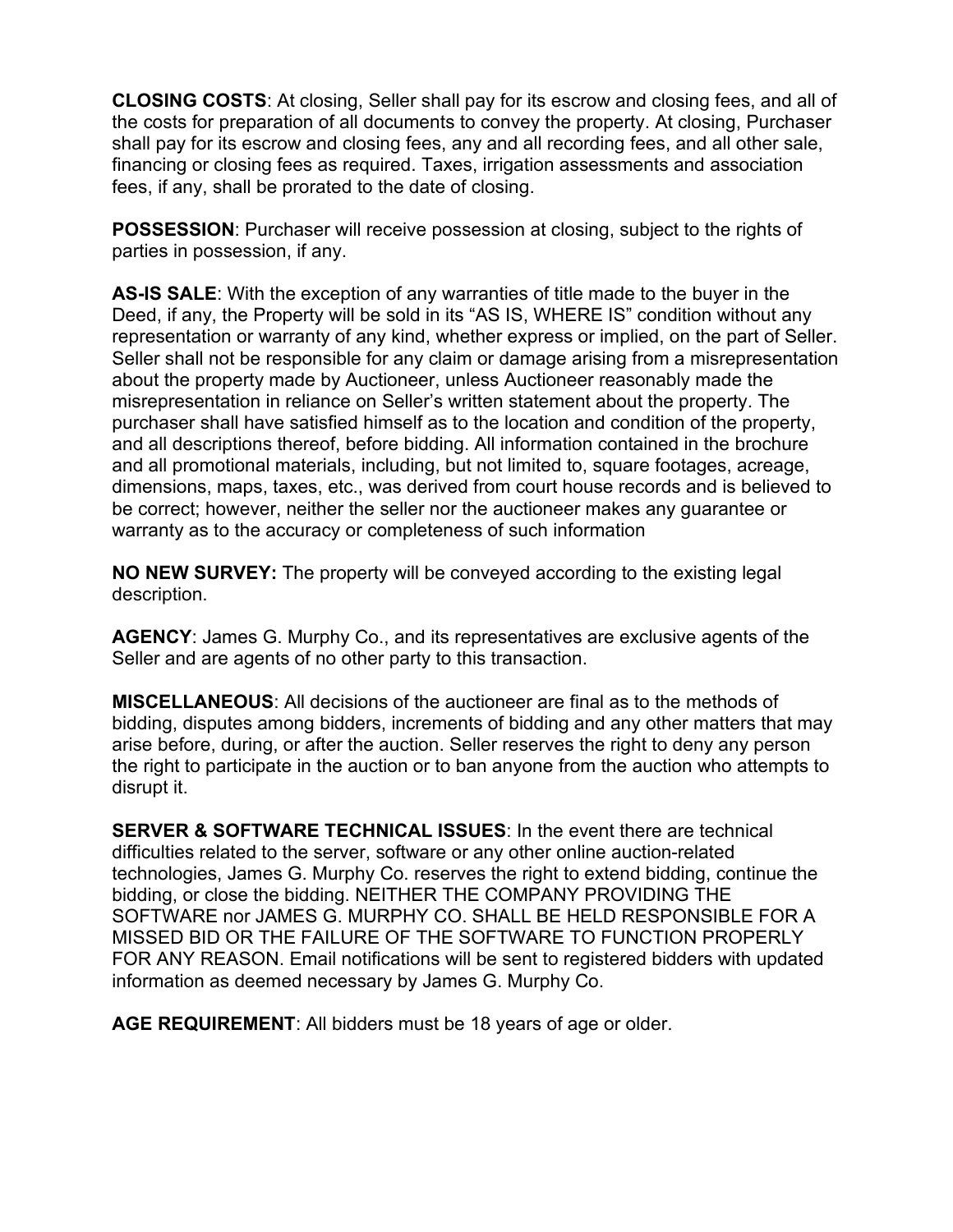**CLOSING COSTS**: At closing, Seller shall pay for its escrow and closing fees, and all of the costs for preparation of all documents to convey the property. At closing, Purchaser shall pay for its escrow and closing fees, any and all recording fees, and all other sale, financing or closing fees as required. Taxes, irrigation assessments and association fees, if any, shall be prorated to the date of closing.

**POSSESSION**: Purchaser will receive possession at closing, subject to the rights of parties in possession, if any.

**AS-IS SALE**: With the exception of any warranties of title made to the buyer in the Deed, if any, the Property will be sold in its "AS IS, WHERE IS" condition without any representation or warranty of any kind, whether express or implied, on the part of Seller. Seller shall not be responsible for any claim or damage arising from a misrepresentation about the property made by Auctioneer, unless Auctioneer reasonably made the misrepresentation in reliance on Seller's written statement about the property. The purchaser shall have satisfied himself as to the location and condition of the property, and all descriptions thereof, before bidding. All information contained in the brochure and all promotional materials, including, but not limited to, square footages, acreage, dimensions, maps, taxes, etc., was derived from court house records and is believed to be correct; however, neither the seller nor the auctioneer makes any guarantee or warranty as to the accuracy or completeness of such information

**NO NEW SURVEY:** The property will be conveyed according to the existing legal description.

**AGENCY**: James G. Murphy Co., and its representatives are exclusive agents of the Seller and are agents of no other party to this transaction.

**MISCELLANEOUS**: All decisions of the auctioneer are final as to the methods of bidding, disputes among bidders, increments of bidding and any other matters that may arise before, during, or after the auction. Seller reserves the right to deny any person the right to participate in the auction or to ban anyone from the auction who attempts to disrupt it.

**SERVER & SOFTWARE TECHNICAL ISSUES**: In the event there are technical difficulties related to the server, software or any other online auction-related technologies, James G. Murphy Co. reserves the right to extend bidding, continue the bidding, or close the bidding. NEITHER THE COMPANY PROVIDING THE SOFTWARE nor JAMES G. MURPHY CO. SHALL BE HELD RESPONSIBLE FOR A MISSED BID OR THE FAILURE OF THE SOFTWARE TO FUNCTION PROPERLY FOR ANY REASON. Email notifications will be sent to registered bidders with updated information as deemed necessary by James G. Murphy Co.

**AGE REQUIREMENT**: All bidders must be 18 years of age or older.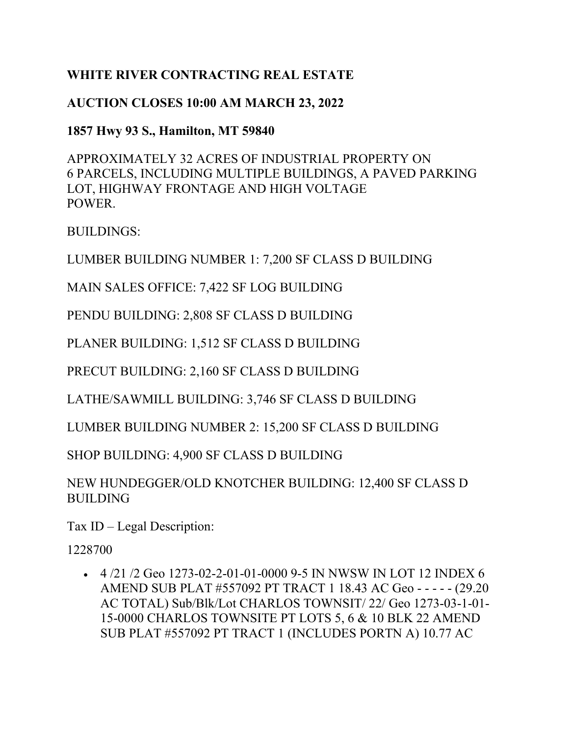**WHITE RIVER CONTRACTING REAL ESTATE**

**AUCTION CLOSES 10:00 AM MARCH 23, 2022**

**1857 Hwy 93 S., Hamilton, MT 59840**

APPROXIMATELY 32 ACRES OF INDUSTRIAL PROPERTY ON 6 PARCELS, INCLUDING MULTIPLE BUILDINGS, A PAVED PARKING LOT, HIGHWAY FRONTAGE AND HIGH VOLTAGE POWER.

BUILDINGS:

LUMBER BUILDING NUMBER 1: 7,200 SF CLASS D BUILDING

MAIN SALES OFFICE: 7,422 SF LOG BUILDING

PENDU BUILDING: 2,808 SF CLASS D BUILDING

PLANER BUILDING: 1,512 SF CLASS D BUILDING

PRECUT BUILDING: 2,160 SF CLASS D BUILDING

LATHE/SAWMILL BUILDING: 3,746 SF CLASS D BUILDING

LUMBER BUILDING NUMBER 2: 15,200 SF CLASS D BUILDING

SHOP BUILDING: 4,900 SF CLASS D BUILDING

NEW HUNDEGGER/OLD KNOTCHER BUILDING: 12,400 SF CLASS D BUILDING

Tax ID – Legal Description:

1228700

- 4 /21 /2 Geo 1273-02-2-01-01-0000 9-5 IN NWSW IN LOT 12 INDEX 6 AMEND SUB PLAT #557092 PT TRACT 1 18.43 AC Geo - - - - - (29.20 AC TOTAL) Sub/Blk/Lot CHARLOS TOWNSIT/ 22/ Geo 1273-03-1-01-15-0000 CHARLOS TOWNSITE PT LOTS 5, 6 & 10 BLK 22 AMEND SUB PLAT #557092 PT TRACT 1 (INCLUDES PORTN A) 10.77 AC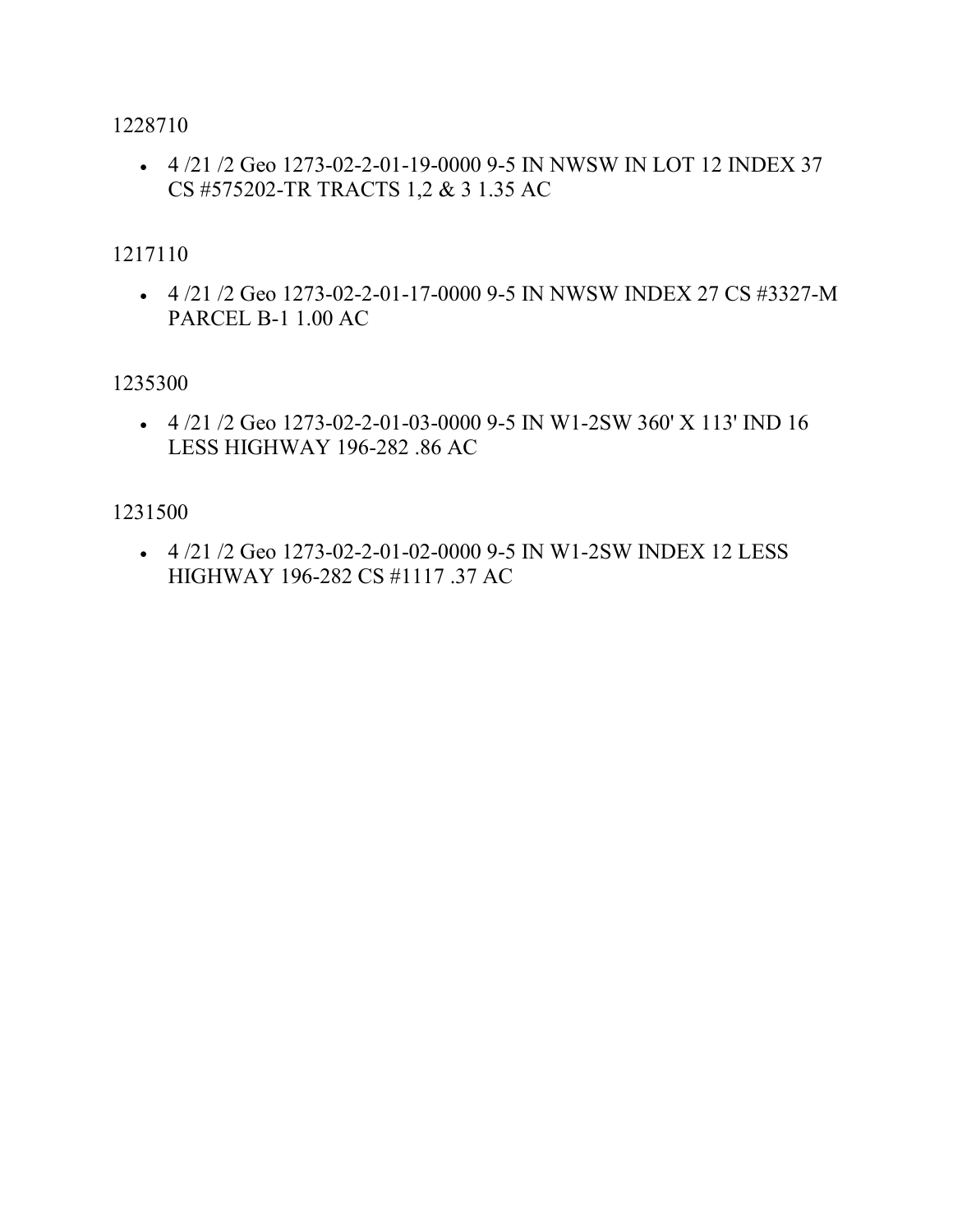1228710

- 4 /21 /2 Geo 1273-02-2-01-19-0000 9-5 IN NWSW IN LOT 12 INDEX 37 CS #575202-TR TRACTS 1,2 & 3 1.35 AC

1217110

- 4 /21 /2 Geo 1273-02-2-01-17-0000 9-5 IN NWSW INDEX 27 CS #3327-M PARCEL B-1 1.00 AC

1235300

- 4 /21 /2 Geo 1273-02-2-01-03-0000 9-5 IN W1-2SW 360' X 113' IND 16 LESS HIGHWAY 196-282 .86 AC

1231500

- 4 /21 /2 Geo 1273-02-2-01-02-0000 9-5 IN W1-2SW INDEX 12 LESS HIGHWAY 196-282 CS #1117 .37 AC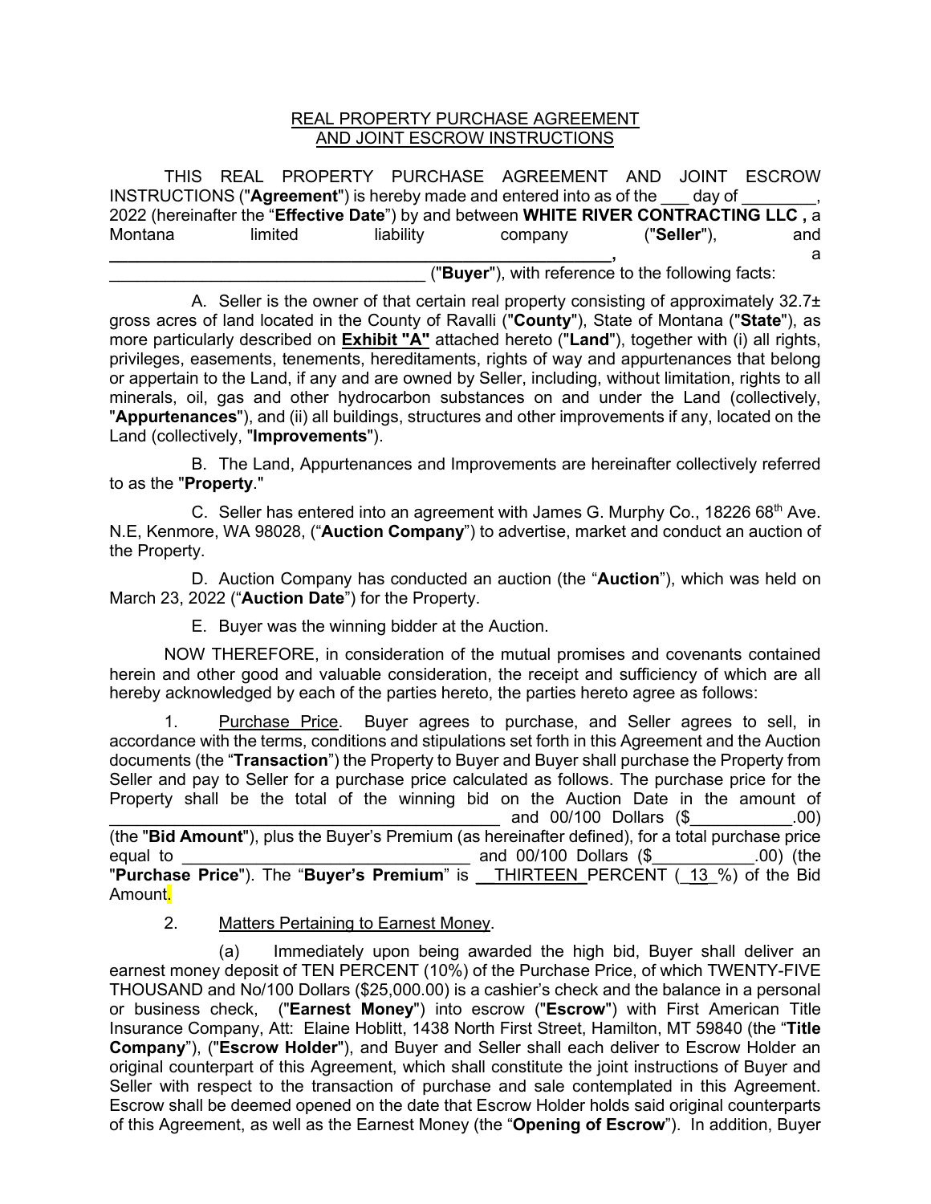# REAL PROPERTY PURCHASE AGREEMENT AND JOINT ESCROW INSTRUCTIONS

THIS REAL PROPERTY PURCHASE AGREEMENT AND JOINT ESCROW INSTRUCTIONS ("**Agreement**") is hereby made and entered into as of the ___ day of ________, 2022 (hereinafter the "**Effective Date**") by and between **WHITE RIVER CONTRACTING LLC ,** a Montana limited liability company ("**Seller**"), and **______________________________________________________,** a __________________________________ ("**Buyer**"), with reference to the following facts:

A. Seller is the owner of that certain real property consisting of approximately 32.7± gross acres of land located in the County of Ravalli ("**County**"), State of Montana ("**State**"), as more particularly described on **Exhibit "A"** attached hereto ("**Land**"), together with (i) all rights, privileges, easements, tenements, hereditaments, rights of way and appurtenances that belong or appertain to the Land, if any and are owned by Seller, including, without limitation, rights to all minerals, oil, gas and other hydrocarbon substances on and under the Land (collectively, "**Appurtenances**"), and (ii) all buildings, structures and other improvements if any, located on the Land (collectively, "**Improvements**").

B. The Land, Appurtenances and Improvements are hereinafter collectively referred to as the "**Property**."

C. Seller has entered into an agreement with James G. Murphy Co., 18226 68th Ave. N.E, Kenmore, WA 98028, ("**Auction Company**") to advertise, market and conduct an auction of the Property.

D. Auction Company has conducted an auction (the "**Auction**"), which was held on March 23, 2022 ("**Auction Date**") for the Property.

E. Buyer was the winning bidder at the Auction.

NOW THEREFORE, in consideration of the mutual promises and covenants contained herein and other good and valuable consideration, the receipt and sufficiency of which are all hereby acknowledged by each of the parties hereto, the parties hereto agree as follows:

1. Purchase Price. Buyer agrees to purchase, and Seller agrees to sell, in accordance with the terms, conditions and stipulations set forth in this Agreement and the Auction documents (the "**Transaction**") the Property to Buyer and Buyer shall purchase the Property from Seller and pay to Seller for a purchase price calculated as follows. The purchase price for the Property shall be the total of the winning bid on the Auction Date in the amount of ____________________________________________ and 00/100 Dollars ($___________.00) (the "**Bid Amount**"), plus the Buyer's Premium (as hereinafter defined), for a total purchase price equal to ________________________________ and 00/100 Dollars ($___________.00) (the "**Purchase Price**"). The "**Buyer's Premium**" is __THIRTEEN__PERCENT (_13_%) of the Bid Amount.

2. Matters Pertaining to Earnest Money.

(a) Immediately upon being awarded the high bid, Buyer shall deliver an earnest money deposit of TEN PERCENT (10%) of the Purchase Price, of which TWENTY-FIVE THOUSAND and No/100 Dollars ($25,000.00) is a cashier's check and the balance in a personal or business check, ("**Earnest Money**") into escrow ("**Escrow**") with First American Title Insurance Company, Att: Elaine Hoblitt, 1438 North First Street, Hamilton, MT 59840 (the "**Title Company**"), ("**Escrow Holder**"), and Buyer and Seller shall each deliver to Escrow Holder an original counterpart of this Agreement, which shall constitute the joint instructions of Buyer and Seller with respect to the transaction of purchase and sale contemplated in this Agreement. Escrow shall be deemed opened on the date that Escrow Holder holds said original counterparts of this Agreement, as well as the Earnest Money (the "**Opening of Escrow**"). In addition, Buyer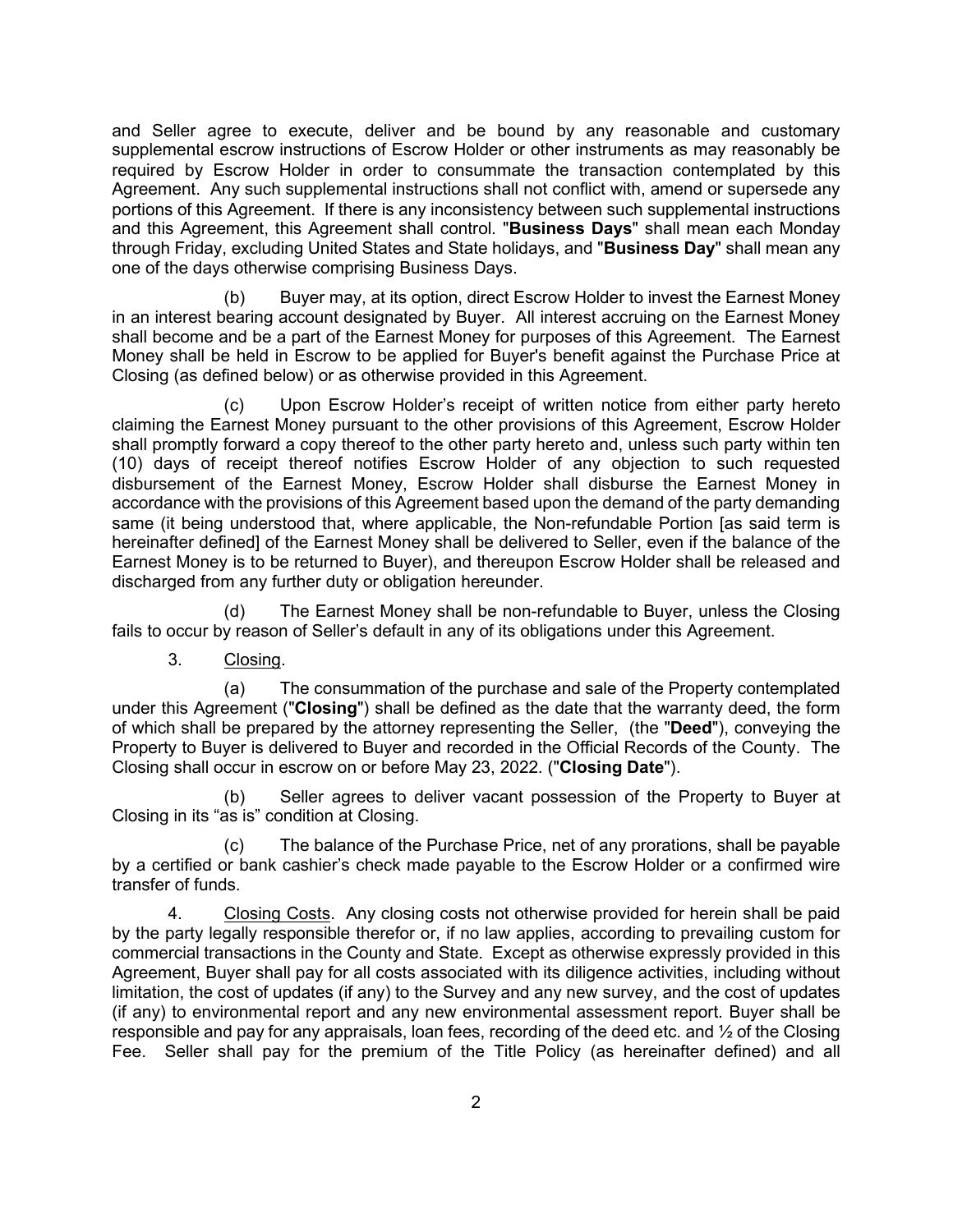and Seller agree to execute, deliver and be bound by any reasonable and customary supplemental escrow instructions of Escrow Holder or other instruments as may reasonably be required by Escrow Holder in order to consummate the transaction contemplated by this Agreement. Any such supplemental instructions shall not conflict with, amend or supersede any portions of this Agreement. If there is any inconsistency between such supplemental instructions and this Agreement, this Agreement shall control. "**Business Days**" shall mean each Monday through Friday, excluding United States and State holidays, and "**Business Day**" shall mean any one of the days otherwise comprising Business Days.

(b) Buyer may, at its option, direct Escrow Holder to invest the Earnest Money in an interest bearing account designated by Buyer. All interest accruing on the Earnest Money shall become and be a part of the Earnest Money for purposes of this Agreement. The Earnest Money shall be held in Escrow to be applied for Buyer's benefit against the Purchase Price at Closing (as defined below) or as otherwise provided in this Agreement.

(c) Upon Escrow Holder's receipt of written notice from either party hereto claiming the Earnest Money pursuant to the other provisions of this Agreement, Escrow Holder shall promptly forward a copy thereof to the other party hereto and, unless such party within ten (10) days of receipt thereof notifies Escrow Holder of any objection to such requested disbursement of the Earnest Money, Escrow Holder shall disburse the Earnest Money in accordance with the provisions of this Agreement based upon the demand of the party demanding same (it being understood that, where applicable, the Non-refundable Portion [as said term is hereinafter defined] of the Earnest Money shall be delivered to Seller, even if the balance of the Earnest Money is to be returned to Buyer), and thereupon Escrow Holder shall be released and discharged from any further duty or obligation hereunder.

(d) The Earnest Money shall be non-refundable to Buyer, unless the Closing fails to occur by reason of Seller's default in any of its obligations under this Agreement.

3. Closing.

(a) The consummation of the purchase and sale of the Property contemplated under this Agreement ("**Closing**") shall be defined as the date that the warranty deed, the form of which shall be prepared by the attorney representing the Seller, (the "**Deed**"), conveying the Property to Buyer is delivered to Buyer and recorded in the Official Records of the County. The Closing shall occur in escrow on or before May 23, 2022. ("**Closing Date**").

(b) Seller agrees to deliver vacant possession of the Property to Buyer at Closing in its "as is" condition at Closing.

(c) The balance of the Purchase Price, net of any prorations, shall be payable by a certified or bank cashier's check made payable to the Escrow Holder or a confirmed wire transfer of funds.

4. Closing Costs. Any closing costs not otherwise provided for herein shall be paid by the party legally responsible therefor or, if no law applies, according to prevailing custom for commercial transactions in the County and State. Except as otherwise expressly provided in this Agreement, Buyer shall pay for all costs associated with its diligence activities, including without limitation, the cost of updates (if any) to the Survey and any new survey, and the cost of updates (if any) to environmental report and any new environmental assessment report. Buyer shall be responsible and pay for any appraisals, loan fees, recording of the deed etc. and ½ of the Closing Fee. Seller shall pay for the premium of the Title Policy (as hereinafter defined) and all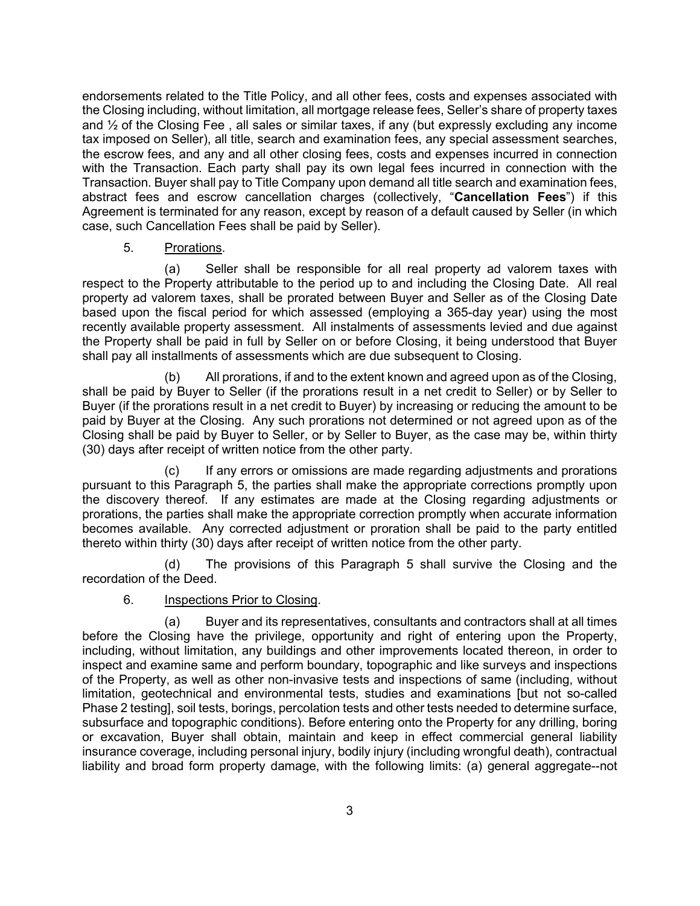endorsements related to the Title Policy, and all other fees, costs and expenses associated with the Closing including, without limitation, all mortgage release fees, Seller's share of property taxes and ½ of the Closing Fee , all sales or similar taxes, if any (but expressly excluding any income tax imposed on Seller), all title, search and examination fees, any special assessment searches, the escrow fees, and any and all other closing fees, costs and expenses incurred in connection with the Transaction. Each party shall pay its own legal fees incurred in connection with the Transaction. Buyer shall pay to Title Company upon demand all title search and examination fees, abstract fees and escrow cancellation charges (collectively, "**Cancellation Fees**") if this Agreement is terminated for any reason, except by reason of a default caused by Seller (in which case, such Cancellation Fees shall be paid by Seller).

5. Prorations.

(a) Seller shall be responsible for all real property ad valorem taxes with respect to the Property attributable to the period up to and including the Closing Date. All real property ad valorem taxes, shall be prorated between Buyer and Seller as of the Closing Date based upon the fiscal period for which assessed (employing a 365-day year) using the most recently available property assessment. All instalments of assessments levied and due against the Property shall be paid in full by Seller on or before Closing, it being understood that Buyer shall pay all installments of assessments which are due subsequent to Closing.

(b) All prorations, if and to the extent known and agreed upon as of the Closing, shall be paid by Buyer to Seller (if the prorations result in a net credit to Seller) or by Seller to Buyer (if the prorations result in a net credit to Buyer) by increasing or reducing the amount to be paid by Buyer at the Closing. Any such prorations not determined or not agreed upon as of the Closing shall be paid by Buyer to Seller, or by Seller to Buyer, as the case may be, within thirty (30) days after receipt of written notice from the other party.

(c) If any errors or omissions are made regarding adjustments and prorations pursuant to this Paragraph 5, the parties shall make the appropriate corrections promptly upon the discovery thereof. If any estimates are made at the Closing regarding adjustments or prorations, the parties shall make the appropriate correction promptly when accurate information becomes available. Any corrected adjustment or proration shall be paid to the party entitled thereto within thirty (30) days after receipt of written notice from the other party.

(d) The provisions of this Paragraph 5 shall survive the Closing and the recordation of the Deed.

6. Inspections Prior to Closing.

(a) Buyer and its representatives, consultants and contractors shall at all times before the Closing have the privilege, opportunity and right of entering upon the Property, including, without limitation, any buildings and other improvements located thereon, in order to inspect and examine same and perform boundary, topographic and like surveys and inspections of the Property, as well as other non-invasive tests and inspections of same (including, without limitation, geotechnical and environmental tests, studies and examinations [but not so-called Phase 2 testing], soil tests, borings, percolation tests and other tests needed to determine surface, subsurface and topographic conditions). Before entering onto the Property for any drilling, boring or excavation, Buyer shall obtain, maintain and keep in effect commercial general liability insurance coverage, including personal injury, bodily injury (including wrongful death), contractual liability and broad form property damage, with the following limits: (a) general aggregate--not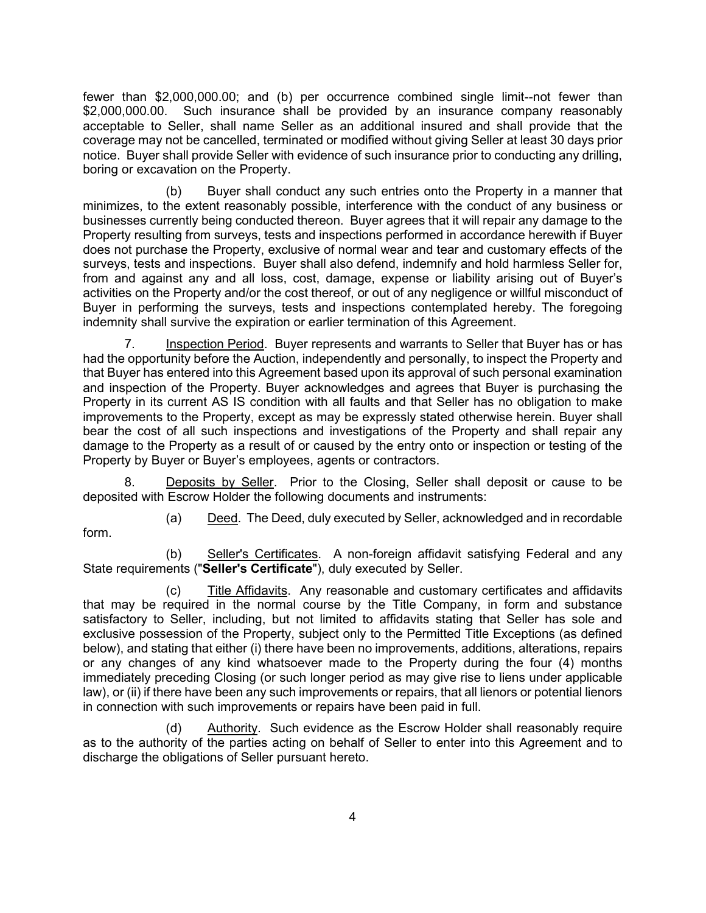fewer than $2,000,000.00; and (b) per occurrence combined single limit--not fewer than $2,000,000.00. Such insurance shall be provided by an insurance company reasonably acceptable to Seller, shall name Seller as an additional insured and shall provide that the coverage may not be cancelled, terminated or modified without giving Seller at least 30 days prior notice. Buyer shall provide Seller with evidence of such insurance prior to conducting any drilling, boring or excavation on the Property.

(b) Buyer shall conduct any such entries onto the Property in a manner that minimizes, to the extent reasonably possible, interference with the conduct of any business or businesses currently being conducted thereon. Buyer agrees that it will repair any damage to the Property resulting from surveys, tests and inspections performed in accordance herewith if Buyer does not purchase the Property, exclusive of normal wear and tear and customary effects of the surveys, tests and inspections. Buyer shall also defend, indemnify and hold harmless Seller for, from and against any and all loss, cost, damage, expense or liability arising out of Buyer's activities on the Property and/or the cost thereof, or out of any negligence or willful misconduct of Buyer in performing the surveys, tests and inspections contemplated hereby. The foregoing indemnity shall survive the expiration or earlier termination of this Agreement.

7. <u>Inspection Period</u>. Buyer represents and warrants to Seller that Buyer has or has had the opportunity before the Auction, independently and personally, to inspect the Property and that Buyer has entered into this Agreement based upon its approval of such personal examination and inspection of the Property. Buyer acknowledges and agrees that Buyer is purchasing the Property in its current AS IS condition with all faults and that Seller has no obligation to make improvements to the Property, except as may be expressly stated otherwise herein. Buyer shall bear the cost of all such inspections and investigations of the Property and shall repair any damage to the Property as a result of or caused by the entry onto or inspection or testing of the Property by Buyer or Buyer's employees, agents or contractors.

8. <u>Deposits by Seller</u>. Prior to the Closing, Seller shall deposit or cause to be deposited with Escrow Holder the following documents and instruments:

(a) <u>Deed</u>. The Deed, duly executed by Seller, acknowledged and in recordable form.

(b) <u>Seller's Certificates</u>. A non-foreign affidavit satisfying Federal and any State requirements ("**Seller's Certificate**"), duly executed by Seller.

(c) <u>Title Affidavits</u>. Any reasonable and customary certificates and affidavits that may be required in the normal course by the Title Company, in form and substance satisfactory to Seller, including, but not limited to affidavits stating that Seller has sole and exclusive possession of the Property, subject only to the Permitted Title Exceptions (as defined below), and stating that either (i) there have been no improvements, additions, alterations, repairs or any changes of any kind whatsoever made to the Property during the four (4) months immediately preceding Closing (or such longer period as may give rise to liens under applicable law), or (ii) if there have been any such improvements or repairs, that all lienors or potential lienors in connection with such improvements or repairs have been paid in full.

(d) <u>Authority</u>. Such evidence as the Escrow Holder shall reasonably require as to the authority of the parties acting on behalf of Seller to enter into this Agreement and to discharge the obligations of Seller pursuant hereto.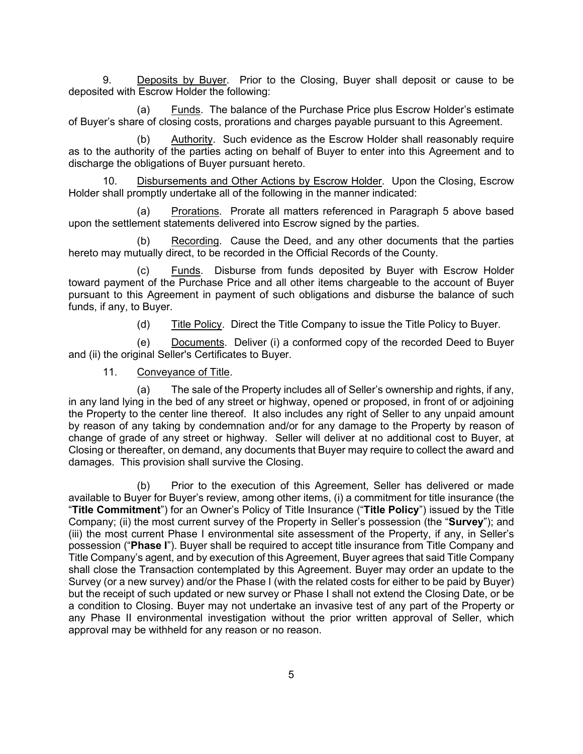9. Deposits by Buyer. Prior to the Closing, Buyer shall deposit or cause to be deposited with Escrow Holder the following:

(a) Funds. The balance of the Purchase Price plus Escrow Holder's estimate of Buyer's share of closing costs, prorations and charges payable pursuant to this Agreement.

(b) Authority. Such evidence as the Escrow Holder shall reasonably require as to the authority of the parties acting on behalf of Buyer to enter into this Agreement and to discharge the obligations of Buyer pursuant hereto.

10. Disbursements and Other Actions by Escrow Holder. Upon the Closing, Escrow Holder shall promptly undertake all of the following in the manner indicated:

(a) Prorations. Prorate all matters referenced in Paragraph 5 above based upon the settlement statements delivered into Escrow signed by the parties.

(b) Recording. Cause the Deed, and any other documents that the parties hereto may mutually direct, to be recorded in the Official Records of the County.

(c) Funds. Disburse from funds deposited by Buyer with Escrow Holder toward payment of the Purchase Price and all other items chargeable to the account of Buyer pursuant to this Agreement in payment of such obligations and disburse the balance of such funds, if any, to Buyer.

(d) Title Policy. Direct the Title Company to issue the Title Policy to Buyer.

(e) Documents. Deliver (i) a conformed copy of the recorded Deed to Buyer and (ii) the original Seller's Certificates to Buyer.

11. Conveyance of Title.

(a) The sale of the Property includes all of Seller's ownership and rights, if any, in any land lying in the bed of any street or highway, opened or proposed, in front of or adjoining the Property to the center line thereof. It also includes any right of Seller to any unpaid amount by reason of any taking by condemnation and/or for any damage to the Property by reason of change of grade of any street or highway. Seller will deliver at no additional cost to Buyer, at Closing or thereafter, on demand, any documents that Buyer may require to collect the award and damages. This provision shall survive the Closing.

(b) Prior to the execution of this Agreement, Seller has delivered or made available to Buyer for Buyer's review, among other items, (i) a commitment for title insurance (the "**Title Commitment**") for an Owner's Policy of Title Insurance ("**Title Policy**") issued by the Title Company; (ii) the most current survey of the Property in Seller's possession (the "**Survey**"); and (iii) the most current Phase I environmental site assessment of the Property, if any, in Seller's possession ("**Phase I**"). Buyer shall be required to accept title insurance from Title Company and Title Company's agent, and by execution of this Agreement, Buyer agrees that said Title Company shall close the Transaction contemplated by this Agreement. Buyer may order an update to the Survey (or a new survey) and/or the Phase I (with the related costs for either to be paid by Buyer) but the receipt of such updated or new survey or Phase I shall not extend the Closing Date, or be a condition to Closing. Buyer may not undertake an invasive test of any part of the Property or any Phase II environmental investigation without the prior written approval of Seller, which approval may be withheld for any reason or no reason.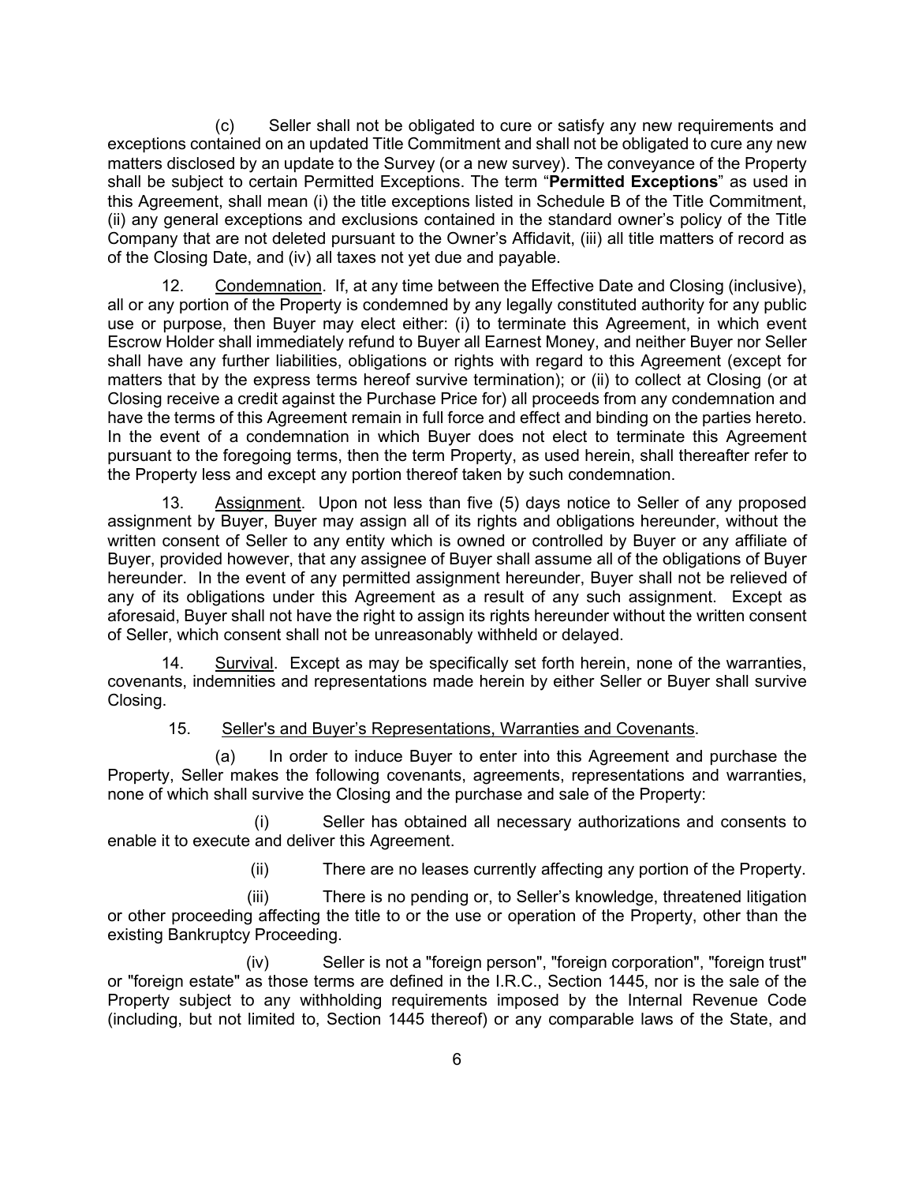(c) Seller shall not be obligated to cure or satisfy any new requirements and exceptions contained on an updated Title Commitment and shall not be obligated to cure any new matters disclosed by an update to the Survey (or a new survey). The conveyance of the Property shall be subject to certain Permitted Exceptions. The term "**Permitted Exceptions**" as used in this Agreement, shall mean (i) the title exceptions listed in Schedule B of the Title Commitment, (ii) any general exceptions and exclusions contained in the standard owner's policy of the Title Company that are not deleted pursuant to the Owner's Affidavit, (iii) all title matters of record as of the Closing Date, and (iv) all taxes not yet due and payable.

12. Condemnation. If, at any time between the Effective Date and Closing (inclusive), all or any portion of the Property is condemned by any legally constituted authority for any public use or purpose, then Buyer may elect either: (i) to terminate this Agreement, in which event Escrow Holder shall immediately refund to Buyer all Earnest Money, and neither Buyer nor Seller shall have any further liabilities, obligations or rights with regard to this Agreement (except for matters that by the express terms hereof survive termination); or (ii) to collect at Closing (or at Closing receive a credit against the Purchase Price for) all proceeds from any condemnation and have the terms of this Agreement remain in full force and effect and binding on the parties hereto. In the event of a condemnation in which Buyer does not elect to terminate this Agreement pursuant to the foregoing terms, then the term Property, as used herein, shall thereafter refer to the Property less and except any portion thereof taken by such condemnation.

13. Assignment. Upon not less than five (5) days notice to Seller of any proposed assignment by Buyer, Buyer may assign all of its rights and obligations hereunder, without the written consent of Seller to any entity which is owned or controlled by Buyer or any affiliate of Buyer, provided however, that any assignee of Buyer shall assume all of the obligations of Buyer hereunder. In the event of any permitted assignment hereunder, Buyer shall not be relieved of any of its obligations under this Agreement as a result of any such assignment. Except as aforesaid, Buyer shall not have the right to assign its rights hereunder without the written consent of Seller, which consent shall not be unreasonably withheld or delayed.

14. Survival. Except as may be specifically set forth herein, none of the warranties, covenants, indemnities and representations made herein by either Seller or Buyer shall survive Closing.

15. Seller's and Buyer's Representations, Warranties and Covenants.

(a) In order to induce Buyer to enter into this Agreement and purchase the Property, Seller makes the following covenants, agreements, representations and warranties, none of which shall survive the Closing and the purchase and sale of the Property:

(i) Seller has obtained all necessary authorizations and consents to enable it to execute and deliver this Agreement.

(ii) There are no leases currently affecting any portion of the Property.

(iii) There is no pending or, to Seller's knowledge, threatened litigation or other proceeding affecting the title to or the use or operation of the Property, other than the existing Bankruptcy Proceeding.

(iv) Seller is not a "foreign person", "foreign corporation", "foreign trust" or "foreign estate" as those terms are defined in the I.R.C., Section 1445, nor is the sale of the Property subject to any withholding requirements imposed by the Internal Revenue Code (including, but not limited to, Section 1445 thereof) or any comparable laws of the State, and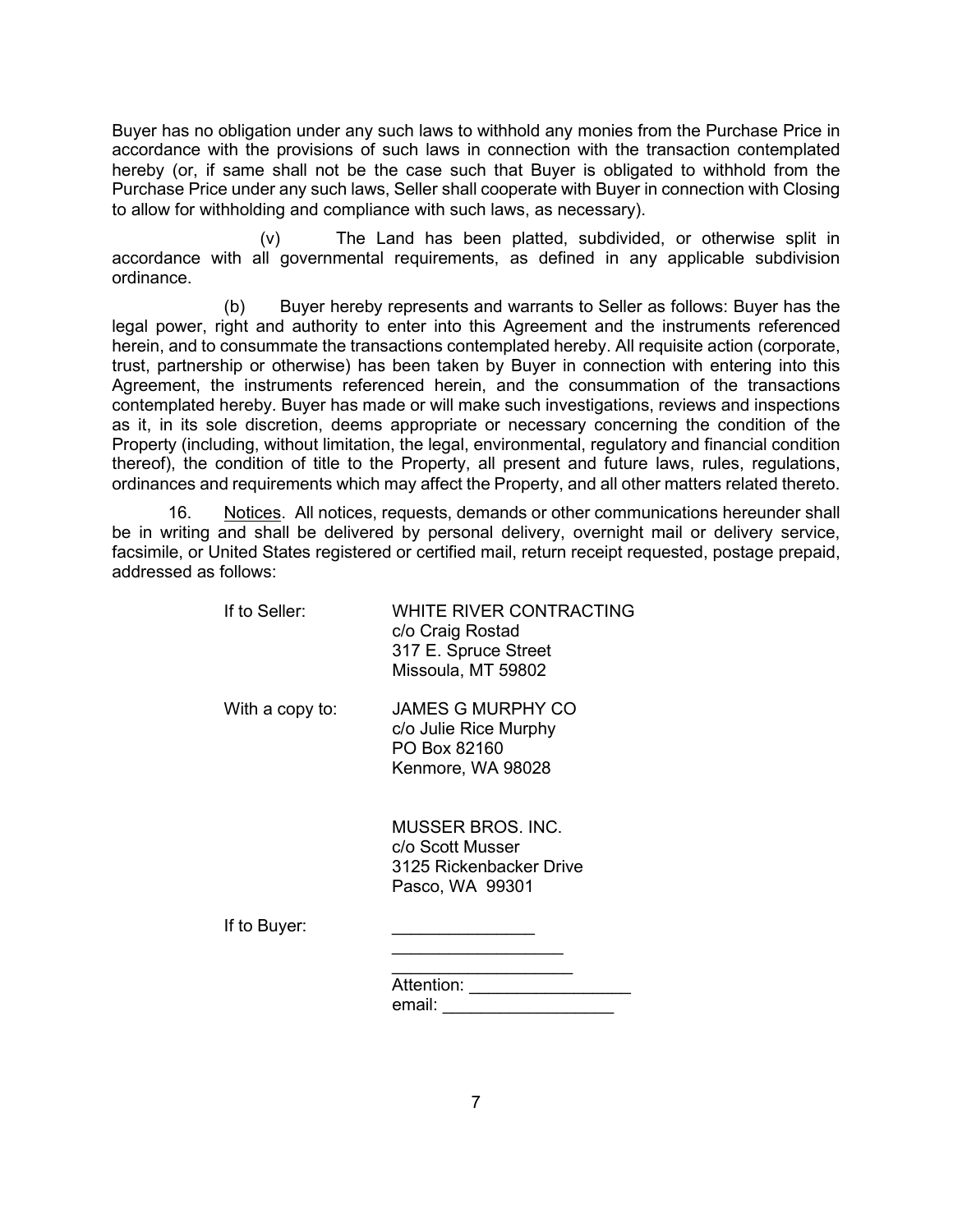Buyer has no obligation under any such laws to withhold any monies from the Purchase Price in accordance with the provisions of such laws in connection with the transaction contemplated hereby (or, if same shall not be the case such that Buyer is obligated to withhold from the Purchase Price under any such laws, Seller shall cooperate with Buyer in connection with Closing to allow for withholding and compliance with such laws, as necessary).

(v) The Land has been platted, subdivided, or otherwise split in accordance with all governmental requirements, as defined in any applicable subdivision ordinance.

(b) Buyer hereby represents and warrants to Seller as follows: Buyer has the legal power, right and authority to enter into this Agreement and the instruments referenced herein, and to consummate the transactions contemplated hereby. All requisite action (corporate, trust, partnership or otherwise) has been taken by Buyer in connection with entering into this Agreement, the instruments referenced herein, and the consummation of the transactions contemplated hereby. Buyer has made or will make such investigations, reviews and inspections as it, in its sole discretion, deems appropriate or necessary concerning the condition of the Property (including, without limitation, the legal, environmental, regulatory and financial condition thereof), the condition of title to the Property, all present and future laws, rules, regulations, ordinances and requirements which may affect the Property, and all other matters related thereto.

16. <u>Notices</u>. All notices, requests, demands or other communications hereunder shall be in writing and shall be delivered by personal delivery, overnight mail or delivery service, facsimile, or United States registered or certified mail, return receipt requested, postage prepaid, addressed as follows:

If to Seller:

WHITE RIVER CONTRACTING
c/o Craig Rostad
317 E. Spruce Street
Missoula, MT 59802

With a copy to:

JAMES G MURPHY CO
c/o Julie Rice Murphy
PO Box 82160
Kenmore, WA 98028

MUSSER BROS. INC.
c/o Scott Musser
3125 Rickenbacker Drive
Pasco, WA 99301

If to Buyer:

_______________
__________________
__________________
Attention: _________________
email: __________________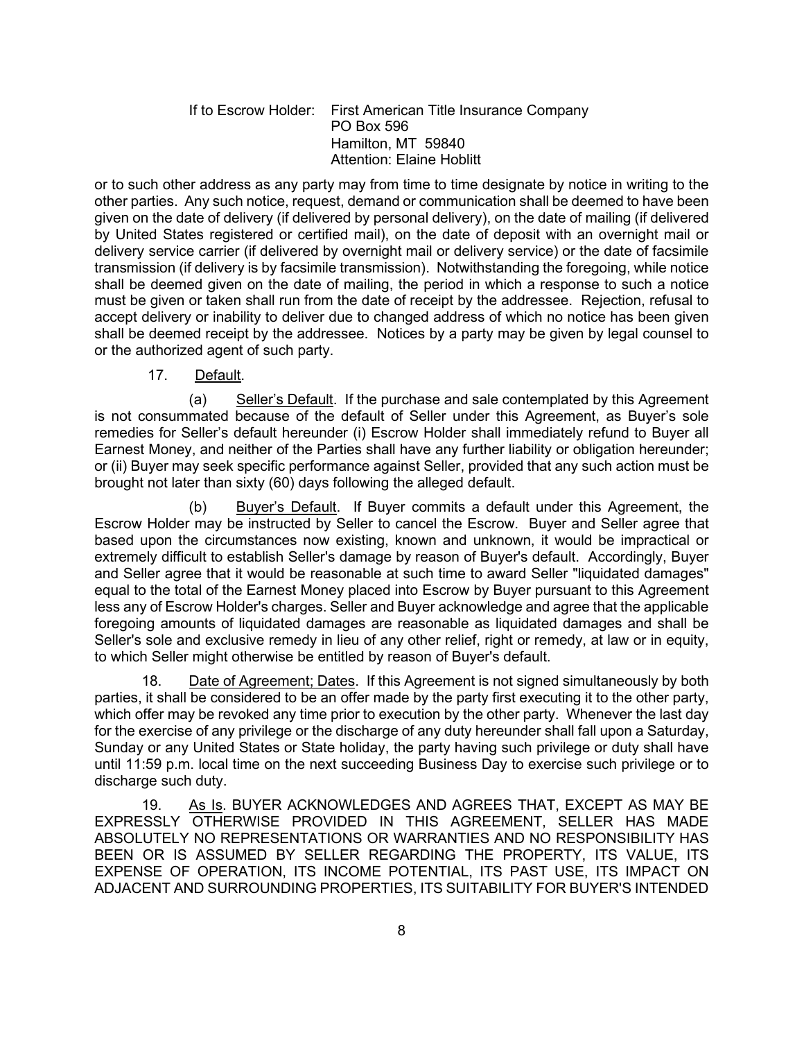If to Escrow Holder: First American Title Insurance Company
PO Box 596
Hamilton, MT 59840
Attention: Elaine Hoblitt

or to such other address as any party may from time to time designate by notice in writing to the other parties. Any such notice, request, demand or communication shall be deemed to have been given on the date of delivery (if delivered by personal delivery), on the date of mailing (if delivered by United States registered or certified mail), on the date of deposit with an overnight mail or delivery service carrier (if delivered by overnight mail or delivery service) or the date of facsimile transmission (if delivery is by facsimile transmission). Notwithstanding the foregoing, while notice shall be deemed given on the date of mailing, the period in which a response to such a notice must be given or taken shall run from the date of receipt by the addressee. Rejection, refusal to accept delivery or inability to deliver due to changed address of which no notice has been given shall be deemed receipt by the addressee. Notices by a party may be given by legal counsel to or the authorized agent of such party.

17. Default.

(a) Seller's Default. If the purchase and sale contemplated by this Agreement is not consummated because of the default of Seller under this Agreement, as Buyer's sole remedies for Seller's default hereunder (i) Escrow Holder shall immediately refund to Buyer all Earnest Money, and neither of the Parties shall have any further liability or obligation hereunder; or (ii) Buyer may seek specific performance against Seller, provided that any such action must be brought not later than sixty (60) days following the alleged default.

(b) Buyer's Default. If Buyer commits a default under this Agreement, the Escrow Holder may be instructed by Seller to cancel the Escrow. Buyer and Seller agree that based upon the circumstances now existing, known and unknown, it would be impractical or extremely difficult to establish Seller's damage by reason of Buyer's default. Accordingly, Buyer and Seller agree that it would be reasonable at such time to award Seller "liquidated damages" equal to the total of the Earnest Money placed into Escrow by Buyer pursuant to this Agreement less any of Escrow Holder's charges. Seller and Buyer acknowledge and agree that the applicable foregoing amounts of liquidated damages are reasonable as liquidated damages and shall be Seller's sole and exclusive remedy in lieu of any other relief, right or remedy, at law or in equity, to which Seller might otherwise be entitled by reason of Buyer's default.

18. Date of Agreement; Dates. If this Agreement is not signed simultaneously by both parties, it shall be considered to be an offer made by the party first executing it to the other party, which offer may be revoked any time prior to execution by the other party. Whenever the last day for the exercise of any privilege or the discharge of any duty hereunder shall fall upon a Saturday, Sunday or any United States or State holiday, the party having such privilege or duty shall have until 11:59 p.m. local time on the next succeeding Business Day to exercise such privilege or to discharge such duty.

19. As Is. BUYER ACKNOWLEDGES AND AGREES THAT, EXCEPT AS MAY BE EXPRESSLY OTHERWISE PROVIDED IN THIS AGREEMENT, SELLER HAS MADE ABSOLUTELY NO REPRESENTATIONS OR WARRANTIES AND NO RESPONSIBILITY HAS BEEN OR IS ASSUMED BY SELLER REGARDING THE PROPERTY, ITS VALUE, ITS EXPENSE OF OPERATION, ITS INCOME POTENTIAL, ITS PAST USE, ITS IMPACT ON ADJACENT AND SURROUNDING PROPERTIES, ITS SUITABILITY FOR BUYER'S INTENDED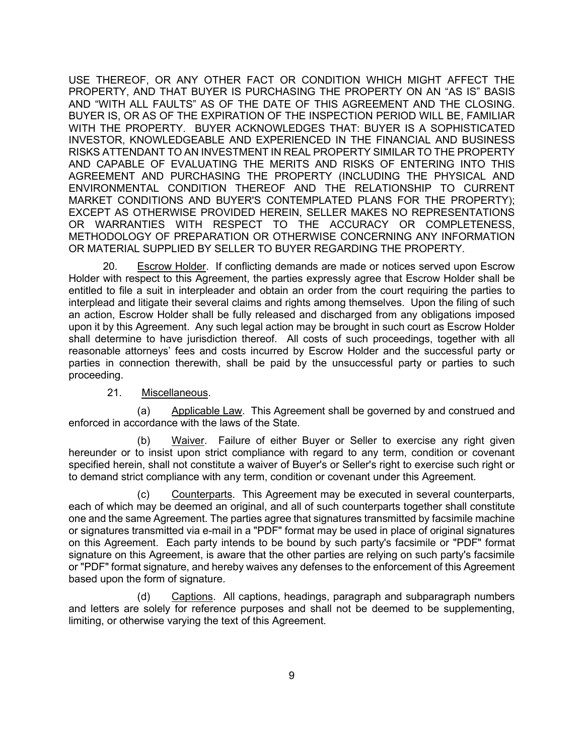USE THEREOF, OR ANY OTHER FACT OR CONDITION WHICH MIGHT AFFECT THE PROPERTY, AND THAT BUYER IS PURCHASING THE PROPERTY ON AN "AS IS" BASIS AND "WITH ALL FAULTS" AS OF THE DATE OF THIS AGREEMENT AND THE CLOSING. BUYER IS, OR AS OF THE EXPIRATION OF THE INSPECTION PERIOD WILL BE, FAMILIAR WITH THE PROPERTY. BUYER ACKNOWLEDGES THAT: BUYER IS A SOPHISTICATED INVESTOR, KNOWLEDGEABLE AND EXPERIENCED IN THE FINANCIAL AND BUSINESS RISKS ATTENDANT TO AN INVESTMENT IN REAL PROPERTY SIMILAR TO THE PROPERTY AND CAPABLE OF EVALUATING THE MERITS AND RISKS OF ENTERING INTO THIS AGREEMENT AND PURCHASING THE PROPERTY (INCLUDING THE PHYSICAL AND ENVIRONMENTAL CONDITION THEREOF AND THE RELATIONSHIP TO CURRENT MARKET CONDITIONS AND BUYER'S CONTEMPLATED PLANS FOR THE PROPERTY); EXCEPT AS OTHERWISE PROVIDED HEREIN, SELLER MAKES NO REPRESENTATIONS OR WARRANTIES WITH RESPECT TO THE ACCURACY OR COMPLETENESS, METHODOLOGY OF PREPARATION OR OTHERWISE CONCERNING ANY INFORMATION OR MATERIAL SUPPLIED BY SELLER TO BUYER REGARDING THE PROPERTY.

20. Escrow Holder. If conflicting demands are made or notices served upon Escrow Holder with respect to this Agreement, the parties expressly agree that Escrow Holder shall be entitled to file a suit in interpleader and obtain an order from the court requiring the parties to interplead and litigate their several claims and rights among themselves. Upon the filing of such an action, Escrow Holder shall be fully released and discharged from any obligations imposed upon it by this Agreement. Any such legal action may be brought in such court as Escrow Holder shall determine to have jurisdiction thereof. All costs of such proceedings, together with all reasonable attorneys' fees and costs incurred by Escrow Holder and the successful party or parties in connection therewith, shall be paid by the unsuccessful party or parties to such proceeding.

21. Miscellaneous.

(a) Applicable Law. This Agreement shall be governed by and construed and enforced in accordance with the laws of the State.

(b) Waiver. Failure of either Buyer or Seller to exercise any right given hereunder or to insist upon strict compliance with regard to any term, condition or covenant specified herein, shall not constitute a waiver of Buyer's or Seller's right to exercise such right or to demand strict compliance with any term, condition or covenant under this Agreement.

(c) Counterparts. This Agreement may be executed in several counterparts, each of which may be deemed an original, and all of such counterparts together shall constitute one and the same Agreement. The parties agree that signatures transmitted by facsimile machine or signatures transmitted via e-mail in a "PDF" format may be used in place of original signatures on this Agreement. Each party intends to be bound by such party's facsimile or "PDF" format signature on this Agreement, is aware that the other parties are relying on such party's facsimile or "PDF" format signature, and hereby waives any defenses to the enforcement of this Agreement based upon the form of signature.

(d) Captions. All captions, headings, paragraph and subparagraph numbers and letters are solely for reference purposes and shall not be deemed to be supplementing, limiting, or otherwise varying the text of this Agreement.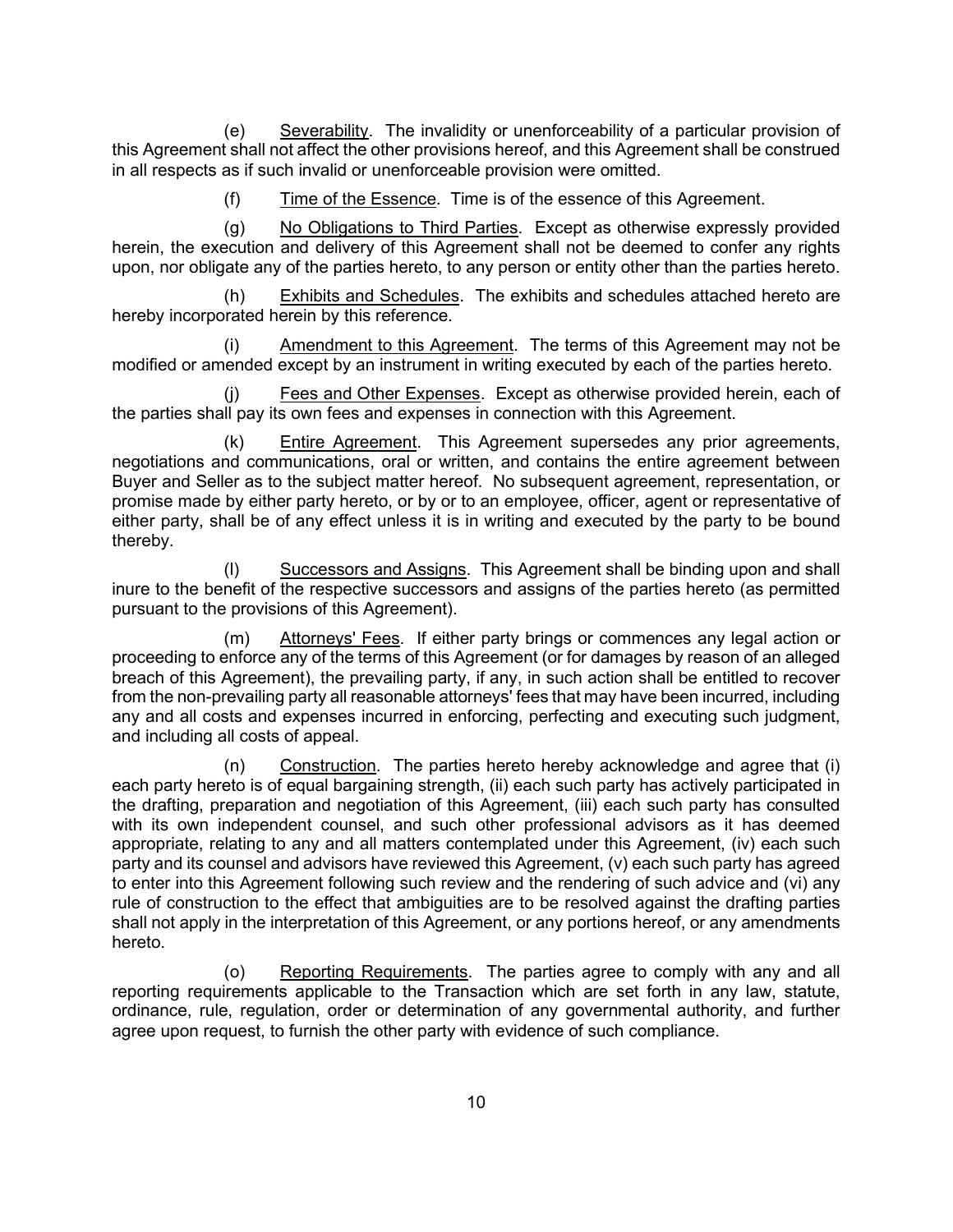(e) Severability. The invalidity or unenforceability of a particular provision of this Agreement shall not affect the other provisions hereof, and this Agreement shall be construed in all respects as if such invalid or unenforceable provision were omitted.

(f) Time of the Essence. Time is of the essence of this Agreement.

(g) No Obligations to Third Parties. Except as otherwise expressly provided herein, the execution and delivery of this Agreement shall not be deemed to confer any rights upon, nor obligate any of the parties hereto, to any person or entity other than the parties hereto.

(h) Exhibits and Schedules. The exhibits and schedules attached hereto are hereby incorporated herein by this reference.

(i) Amendment to this Agreement. The terms of this Agreement may not be modified or amended except by an instrument in writing executed by each of the parties hereto.

(j) Fees and Other Expenses. Except as otherwise provided herein, each of the parties shall pay its own fees and expenses in connection with this Agreement.

(k) Entire Agreement. This Agreement supersedes any prior agreements, negotiations and communications, oral or written, and contains the entire agreement between Buyer and Seller as to the subject matter hereof. No subsequent agreement, representation, or promise made by either party hereto, or by or to an employee, officer, agent or representative of either party, shall be of any effect unless it is in writing and executed by the party to be bound thereby.

(l) Successors and Assigns. This Agreement shall be binding upon and shall inure to the benefit of the respective successors and assigns of the parties hereto (as permitted pursuant to the provisions of this Agreement).

(m) Attorneys' Fees. If either party brings or commences any legal action or proceeding to enforce any of the terms of this Agreement (or for damages by reason of an alleged breach of this Agreement), the prevailing party, if any, in such action shall be entitled to recover from the non-prevailing party all reasonable attorneys' fees that may have been incurred, including any and all costs and expenses incurred in enforcing, perfecting and executing such judgment, and including all costs of appeal.

(n) Construction. The parties hereto hereby acknowledge and agree that (i) each party hereto is of equal bargaining strength, (ii) each such party has actively participated in the drafting, preparation and negotiation of this Agreement, (iii) each such party has consulted with its own independent counsel, and such other professional advisors as it has deemed appropriate, relating to any and all matters contemplated under this Agreement, (iv) each such party and its counsel and advisors have reviewed this Agreement, (v) each such party has agreed to enter into this Agreement following such review and the rendering of such advice and (vi) any rule of construction to the effect that ambiguities are to be resolved against the drafting parties shall not apply in the interpretation of this Agreement, or any portions hereof, or any amendments hereto.

(o) Reporting Requirements. The parties agree to comply with any and all reporting requirements applicable to the Transaction which are set forth in any law, statute, ordinance, rule, regulation, order or determination of any governmental authority, and further agree upon request, to furnish the other party with evidence of such compliance.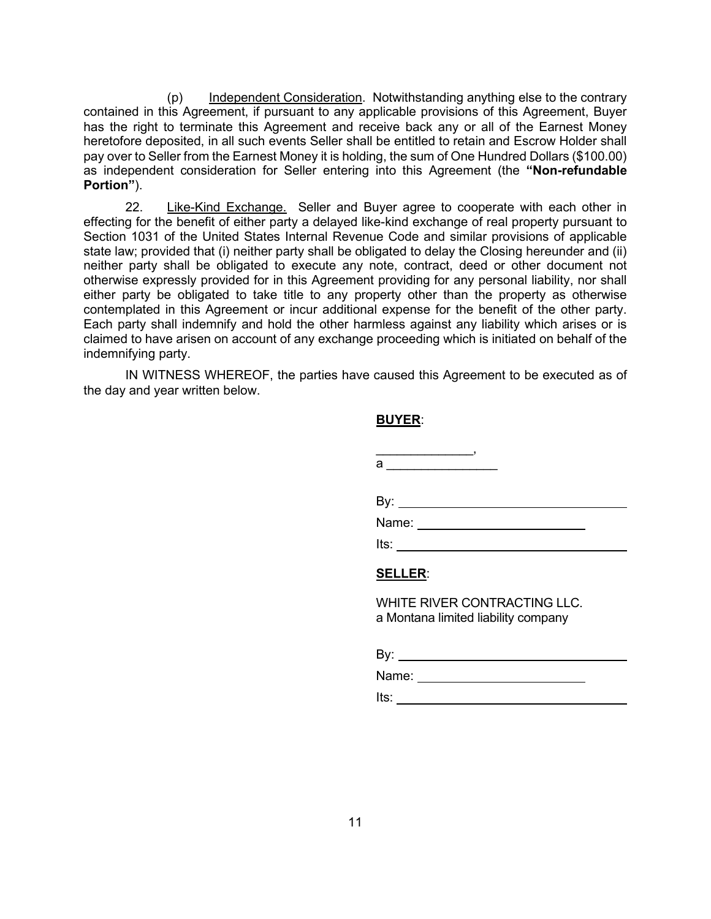(p) Independent Consideration. Notwithstanding anything else to the contrary contained in this Agreement, if pursuant to any applicable provisions of this Agreement, Buyer has the right to terminate this Agreement and receive back any or all of the Earnest Money heretofore deposited, in all such events Seller shall be entitled to retain and Escrow Holder shall pay over to Seller from the Earnest Money it is holding, the sum of One Hundred Dollars ($100.00) as independent consideration for Seller entering into this Agreement (the **"Non-refundable Portion"**).

22. Like-Kind Exchange. Seller and Buyer agree to cooperate with each other in effecting for the benefit of either party a delayed like-kind exchange of real property pursuant to Section 1031 of the United States Internal Revenue Code and similar provisions of applicable state law; provided that (i) neither party shall be obligated to delay the Closing hereunder and (ii) neither party shall be obligated to execute any note, contract, deed or other document not otherwise expressly provided for in this Agreement providing for any personal liability, nor shall either party be obligated to take title to any property other than the property as otherwise contemplated in this Agreement or incur additional expense for the benefit of the other party. Each party shall indemnify and hold the other harmless against any liability which arises or is claimed to have arisen on account of any exchange proceeding which is initiated on behalf of the indemnifying party.

IN WITNESS WHEREOF, the parties have caused this Agreement to be executed as of the day and year written below.

**BUYER**:

_____________,
a _______________

By: ______________________________

Name: ______________________

Its: ______________________________

**SELLER**:

WHITE RIVER CONTRACTING LLC.
a Montana limited liability company

By: ______________________________

Name: ______________________

Its: ______________________________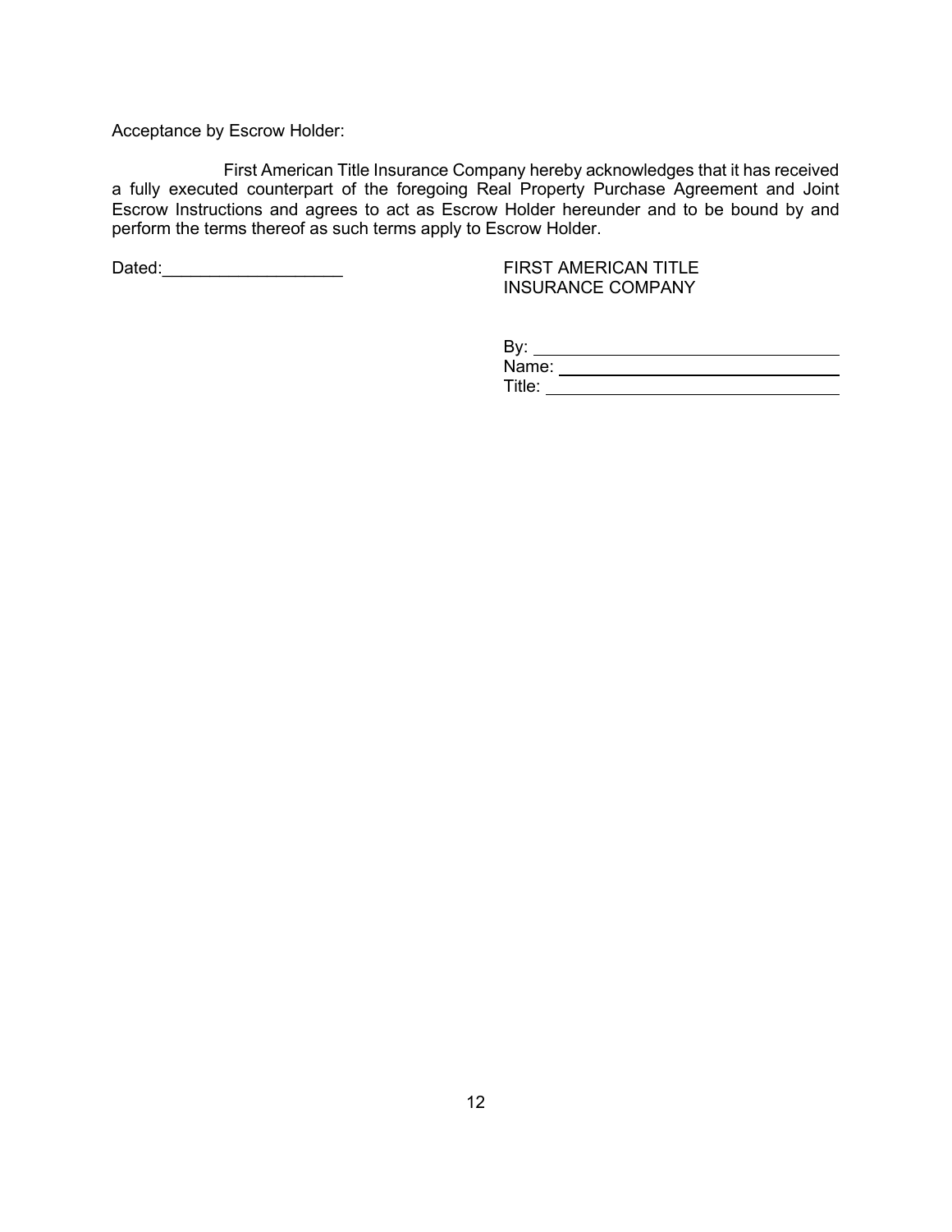Acceptance by Escrow Holder:

First American Title Insurance Company hereby acknowledges that it has received a fully executed counterpart of the foregoing Real Property Purchase Agreement and Joint Escrow Instructions and agrees to act as Escrow Holder hereunder and to be bound by and perform the terms thereof as such terms apply to Escrow Holder.

Dated:___________________

FIRST AMERICAN TITLE
INSURANCE COMPANY

By: ________________________________
Name: ______________________________
Title: _______________________________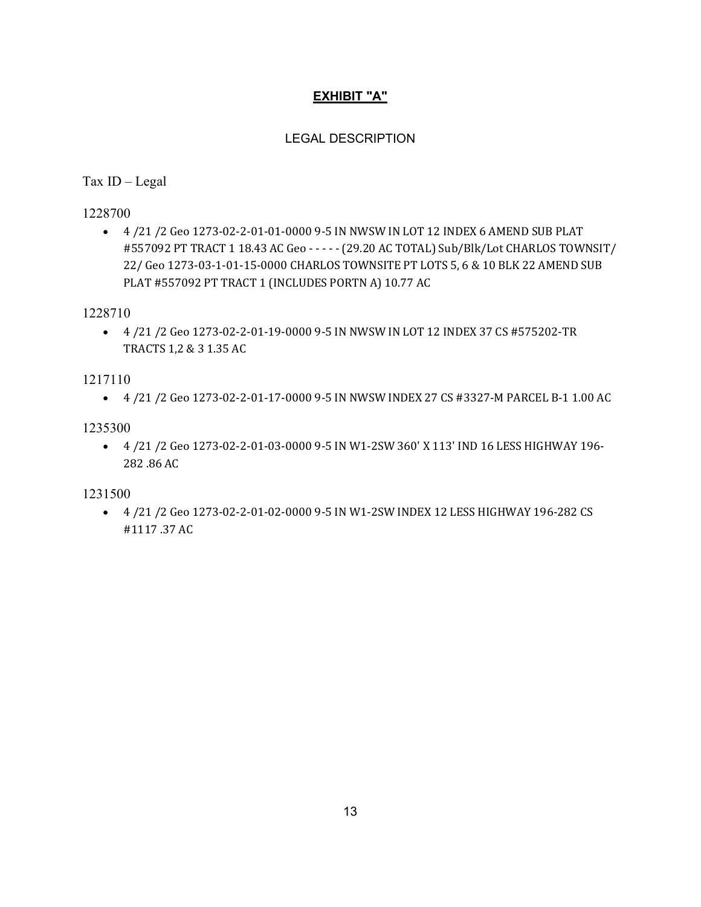## EXHIBIT "A"

LEGAL DESCRIPTION

Tax ID – Legal

1228700

- 4 /21 /2 Geo 1273-02-2-01-01-0000 9-5 IN NWSW IN LOT 12 INDEX 6 AMEND SUB PLAT #557092 PT TRACT 1 18.43 AC Geo - - - - - (29.20 AC TOTAL) Sub/Blk/Lot CHARLOS TOWNSIT/ 22/ Geo 1273-03-1-01-15-0000 CHARLOS TOWNSITE PT LOTS 5, 6 & 10 BLK 22 AMEND SUB PLAT #557092 PT TRACT 1 (INCLUDES PORTN A) 10.77 AC

1228710

- 4 /21 /2 Geo 1273-02-2-01-19-0000 9-5 IN NWSW IN LOT 12 INDEX 37 CS #575202-TR TRACTS 1,2 & 3 1.35 AC

1217110

- 4 /21 /2 Geo 1273-02-2-01-17-0000 9-5 IN NWSW INDEX 27 CS #3327-M PARCEL B-1 1.00 AC

1235300

- 4 /21 /2 Geo 1273-02-2-01-03-0000 9-5 IN W1-2SW 360' X 113' IND 16 LESS HIGHWAY 196-282 .86 AC

1231500

- 4 /21 /2 Geo 1273-02-2-01-02-0000 9-5 IN W1-2SW INDEX 12 LESS HIGHWAY 196-282 CS #1117 .37 AC